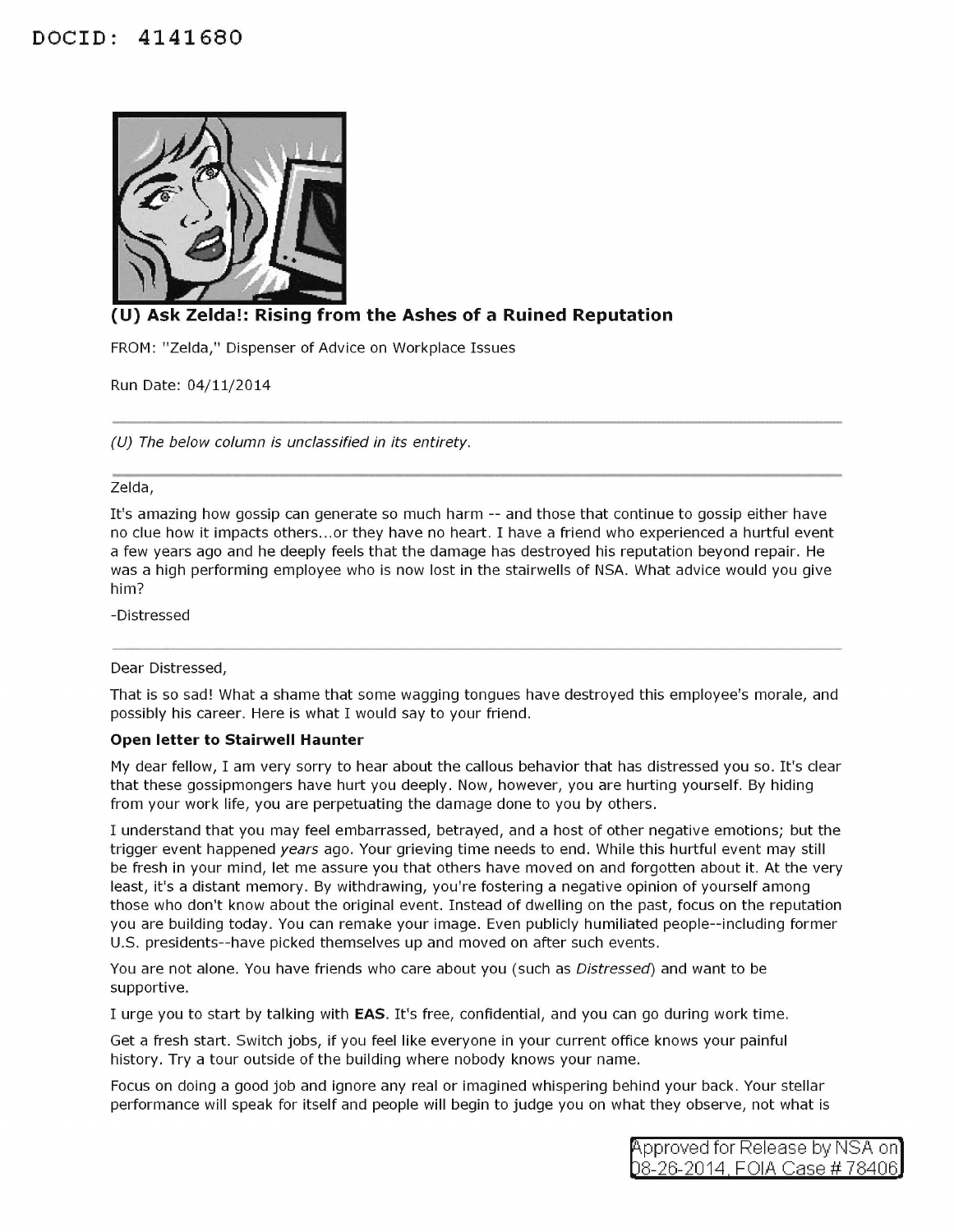DOCID: 4141680

## (U) Ask Zelda!: Rising from the Ashes of a Ruined Reputation

FROM: "Zelda," Dispenser of Advice on Workplace Issues

Run Date: 04/11/2014

---

*(U) The below column is unclassified in its entirety.*

---

Zelda,

It's amazing how gossip can generate so much harm -- and those that continue to gossip either have no clue how it impacts others...or they have no heart. I have a friend who experienced a hurtful event a few years ago and he deeply feels that the damage has destroyed his reputation beyond repair. He was a high performing employee who is now lost in the stairwells of NSA. What advice would you give him?

-Distressed

---

Dear Distressed,

That is so sad! What a shame that some wagging tongues have destroyed this employee's morale, and possibly his career. Here is what I would say to your friend.

**Open letter to Stairwell Haunter**

My dear fellow, I am very sorry to hear about the callous behavior that has distressed you so. It's clear that these gossipmongers have hurt you deeply. Now, however, you are hurting yourself. By hiding from your work life, you are perpetuating the damage done to you by others.

I understand that you may feel embarrassed, betrayed, and a host of other negative emotions; but the trigger event happened *years* ago. Your grieving time needs to end. While this hurtful event may still be fresh in your mind, let me assure you that others have moved on and forgotten about it. At the very least, it's a distant memory. By withdrawing, you're fostering a negative opinion of yourself among those who don't know about the original event. Instead of dwelling on the past, focus on the reputation you are building today. You can remake your image. Even publicly humiliated people--including former U.S. presidents--have picked themselves up and moved on after such events.

You are not alone. You have friends who care about you (such as *Distressed*) and want to be supportive.

I urge you to start by talking with **EAS**. It's free, confidential, and you can go during work time.

Get a fresh start. Switch jobs, if you feel like everyone in your current office knows your painful history. Try a tour outside of the building where nobody knows your name.

Focus on doing a good job and ignore any real or imagined whispering behind your back. Your stellar performance will speak for itself and people will begin to judge you on what they observe, not what is

Approved for Release by NSA on 08-26-2014, FOIA Case # 78406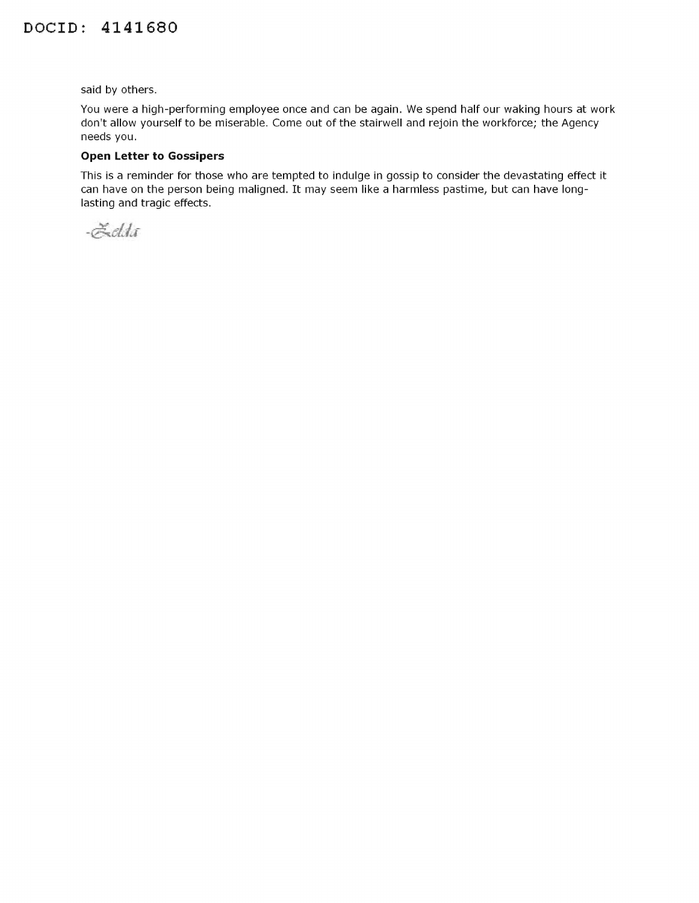said by others.

You were a high-performing employee once and can be again. We spend half our waking hours at work don't allow yourself to be miserable. Come out of the stairwell and rejoin the workforce; the Agency needs you.

**Open Letter to Gossipers**

This is a reminder for those who are tempted to indulge in gossip to consider the devastating effect it can have on the person being maligned. It may seem like a harmless pastime, but can have long-lasting and tragic effects.

-Zelda